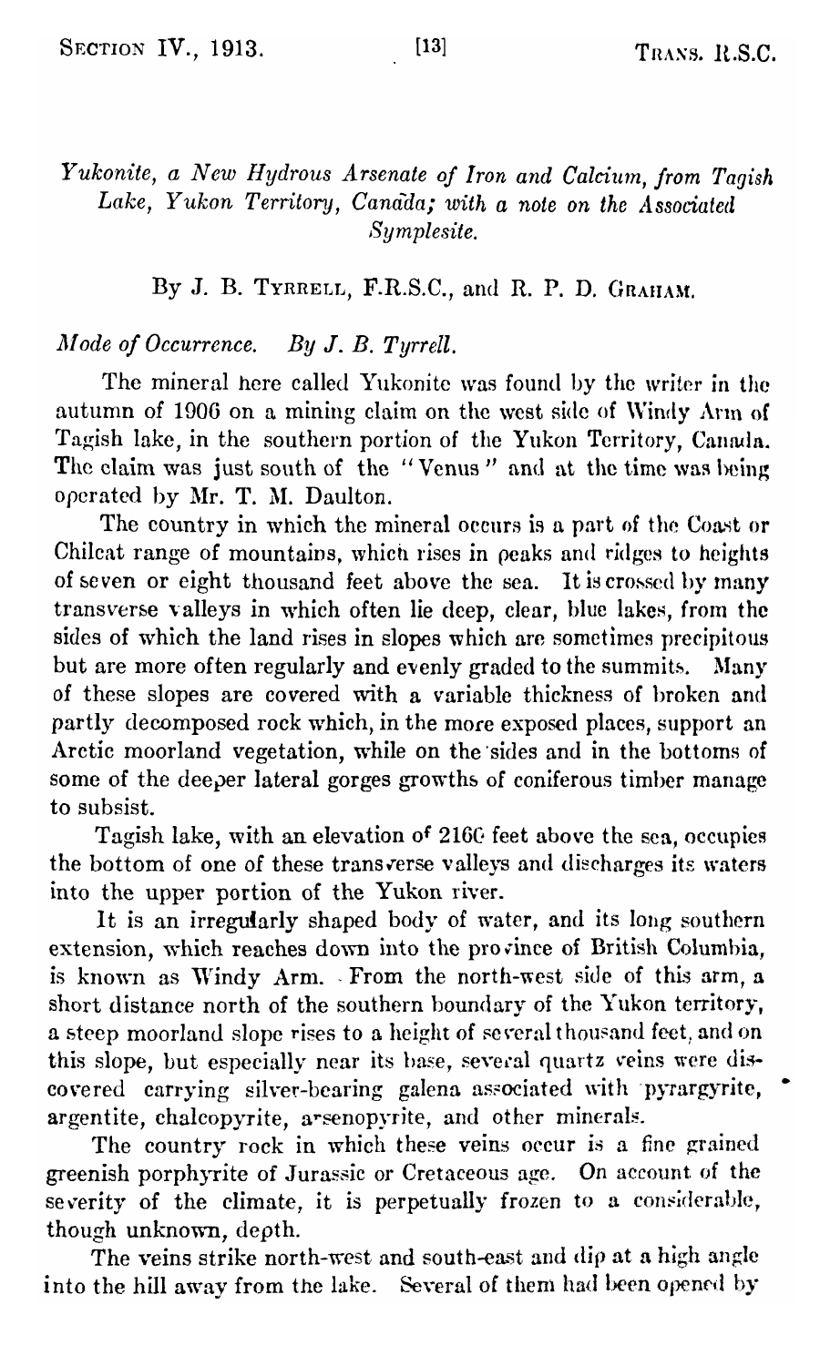*Yukonite, a New Hydrous Arsenate of Iron and Calcium, from Tagish Lake, Yukon Territory, Canada; with a note on the Associated Symplesite.*

By J. B. TYRRELL, F.R.S.C., and R. P. D. GRAHAM.

*Mode of Occurrence. By J. B. Tyrrell.*

The mineral here called Yukonite was found by the writer in the autumn of 1906 on a mining claim on the west side of Windy Arm of Tagish lake, in the southern portion of the Yukon Territory, Canada. The claim was just south of the "Venus" and at the time was being operated by Mr. T. M. Daulton.

The country in which the mineral occurs is a part of the Coast or Chilcat range of mountains, which rises in peaks and ridges to heights of seven or eight thousand feet above the sea. It is crossed by many transverse valleys in which often lie deep, clear, blue lakes, from the sides of which the land rises in slopes which are sometimes precipitous but are more often regularly and evenly graded to the summits. Many of these slopes are covered with a variable thickness of broken and partly decomposed rock which, in the more exposed places, support an Arctic moorland vegetation, while on the sides and in the bottoms of some of the deeper lateral gorges growths of coniferous timber manage to subsist.

Tagish lake, with an elevation of 2160 feet above the sea, occupies the bottom of one of these transverse valleys and discharges its waters into the upper portion of the Yukon river.

It is an irregularly shaped body of water, and its long southern extension, which reaches down into the province of British Columbia, is known as Windy Arm. From the north-west side of this arm, a short distance north of the southern boundary of the Yukon territory, a steep moorland slope rises to a height of several thousand feet, and on this slope, but especially near its base, several quartz veins were discovered carrying silver-bearing galena associated with pyrargyrite, argentite, chalcopyrite, arsenopyrite, and other minerals.

The country rock in which these veins occur is a fine grained greenish porphyrite of Jurassic or Cretaceous age. On account of the severity of the climate, it is perpetually frozen to a considerable, though unknown, depth.

The veins strike north-west and south-east and dip at a high angle into the hill away from the lake. Several of them had been opened by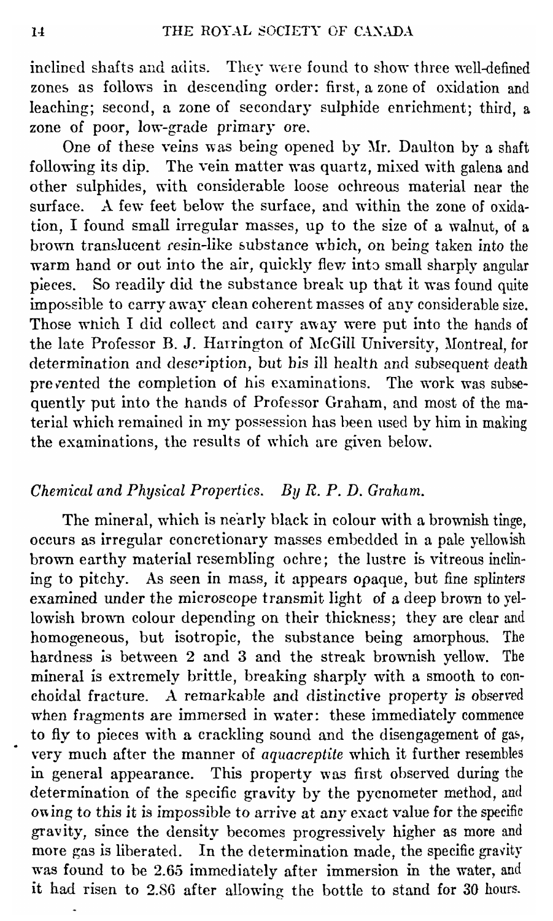inclined shafts and adits. They were found to show three well-defined zones as follows in descending order: first, a zone of oxidation and leaching; second, a zone of secondary sulphide enrichment; third, a zone of poor, low-grade primary ore.

One of these veins was being opened by Mr. Daulton by a shaft following its dip. The vein matter was quartz, mixed with galena and other sulphides, with considerable loose ochreous material near the surface. A few feet below the surface, and within the zone of oxidation, I found small irregular masses, up to the size of a walnut, of a brown translucent resin-like substance which, on being taken into the warm hand or out into the air, quickly flew into small sharply angular pieces. So readily did the substance break up that it was found quite impossible to carry away clean coherent masses of any considerable size. Those which I did collect and carry away were put into the hands of the late Professor B. J. Harrington of McGill University, Montreal, for determination and description, but his ill health and subsequent death prevented the completion of his examinations. The work was subsequently put into the hands of Professor Graham, and most of the material which remained in my possession has been used by him in making the examinations, the results of which are given below.

*Chemical and Physical Properties. By R. P. D. Graham.*

The mineral, which is nearly black in colour with a brownish tinge, occurs as irregular concretionary masses embedded in a pale yellowish brown earthy material resembling ochre; the lustre is vitreous inclining to pitchy. As seen in mass, it appears opaque, but fine splinters examined under the microscope transmit light of a deep brown to yellowish brown colour depending on their thickness; they are clear and homogeneous, but isotropic, the substance being amorphous. The hardness is between 2 and 3 and the streak brownish yellow. The mineral is extremely brittle, breaking sharply with a smooth to conchoidal fracture. A remarkable and distinctive property is observed when fragments are immersed in water: these immediately commence to fly to pieces with a crackling sound and the disengagement of gas, very much after the manner of *aquacreptite* which it further resembles in general appearance. This property was first observed during the determination of the specific gravity by the pycnometer method, and owing to this it is impossible to arrive at any exact value for the specific gravity, since the density becomes progressively higher as more and more gas is liberated. In the determination made, the specific gravity was found to be 2.65 immediately after immersion in the water, and it had risen to 2.86 after allowing the bottle to stand for 30 hours.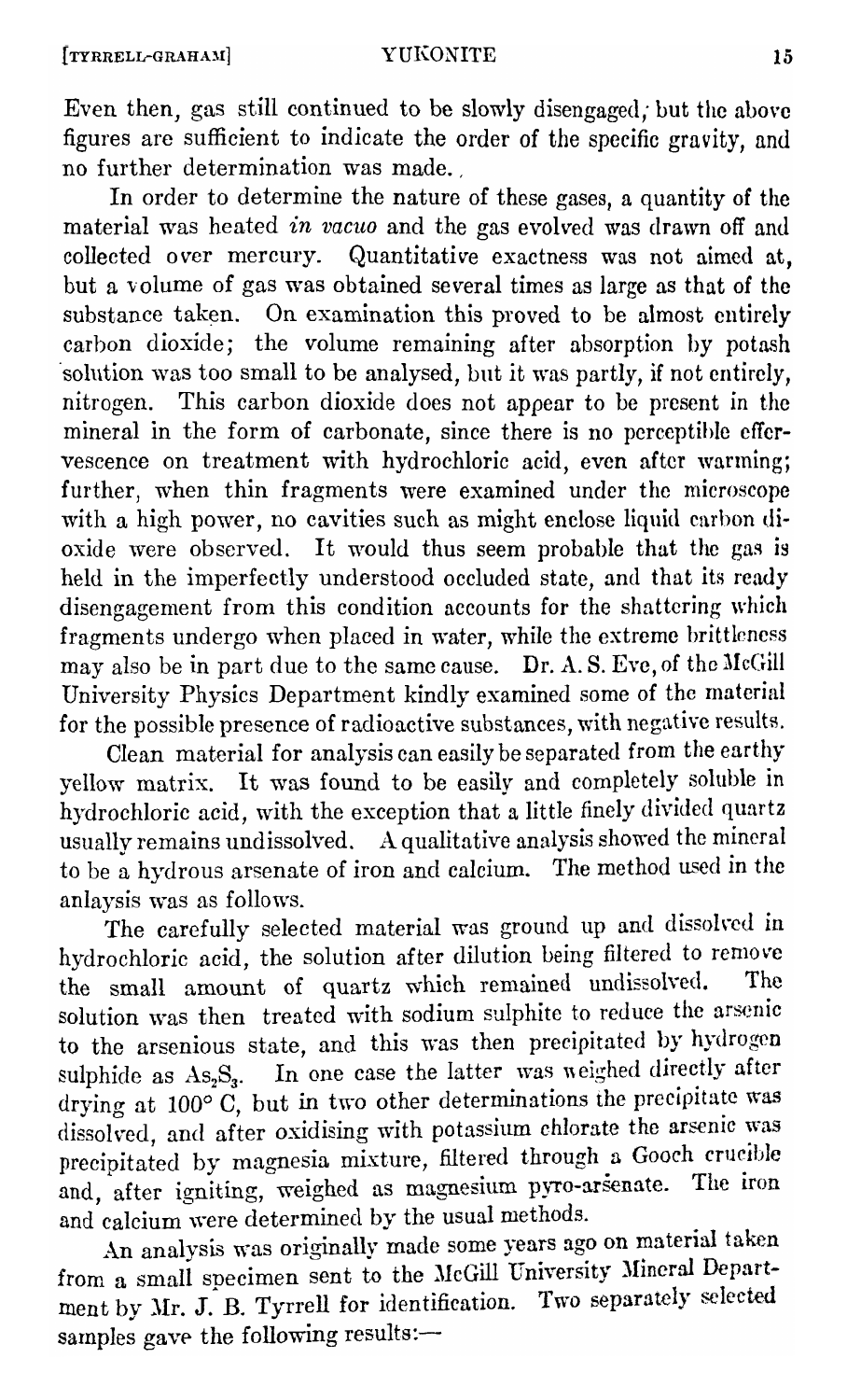Even then, gas still continued to be slowly disengaged; but the above figures are sufficient to indicate the order of the specific gravity, and no further determination was made.

In order to determine the nature of these gases, a quantity of the material was heated *in vacuo* and the gas evolved was drawn off and collected over mercury. Quantitative exactness was not aimed at, but a volume of gas was obtained several times as large as that of the substance taken. On examination this proved to be almost entirely carbon dioxide; the volume remaining after absorption by potash solution was too small to be analysed, but it was partly, if not entirely, nitrogen. This carbon dioxide does not appear to be present in the mineral in the form of carbonate, since there is no perceptible effervescence on treatment with hydrochloric acid, even after warming; further, when thin fragments were examined under the microscope with a high power, no cavities such as might enclose liquid carbon dioxide were observed. It would thus seem probable that the gas is held in the imperfectly understood occluded state, and that its ready disengagement from this condition accounts for the shattering which fragments undergo when placed in water, while the extreme brittleness may also be in part due to the same cause. Dr. A. S. Eve, of the McGill University Physics Department kindly examined some of the material for the possible presence of radioactive substances, with negative results.

Clean material for analysis can easily be separated from the earthy yellow matrix. It was found to be easily and completely soluble in hydrochloric acid, with the exception that a little finely divided quartz usually remains undissolved. A qualitative analysis showed the mineral to be a hydrous arsenate of iron and calcium. The method used in the anlaysis was as follows.

The carefully selected material was ground up and dissolved in hydrochloric acid, the solution after dilution being filtered to remove the small amount of quartz which remained undissolved. The solution was then treated with sodium sulphite to reduce the arsenic to the arsenious state, and this was then precipitated by hydrogen sulphide as $As_2S_3$. In one case the latter was weighed directly after drying at 100° C, but in two other determinations the precipitate was dissolved, and after oxidising with potassium chlorate the arsenic was precipitated by magnesia mixture, filtered through a Gooch crucible and, after igniting, weighed as magnesium pyro-arsenate. The iron and calcium were determined by the usual methods.

An analysis was originally made some years ago on material taken from a small specimen sent to the McGill University Mineral Department by Mr. J. B. Tyrrell for identification. Two separately selected samples gave the following results:—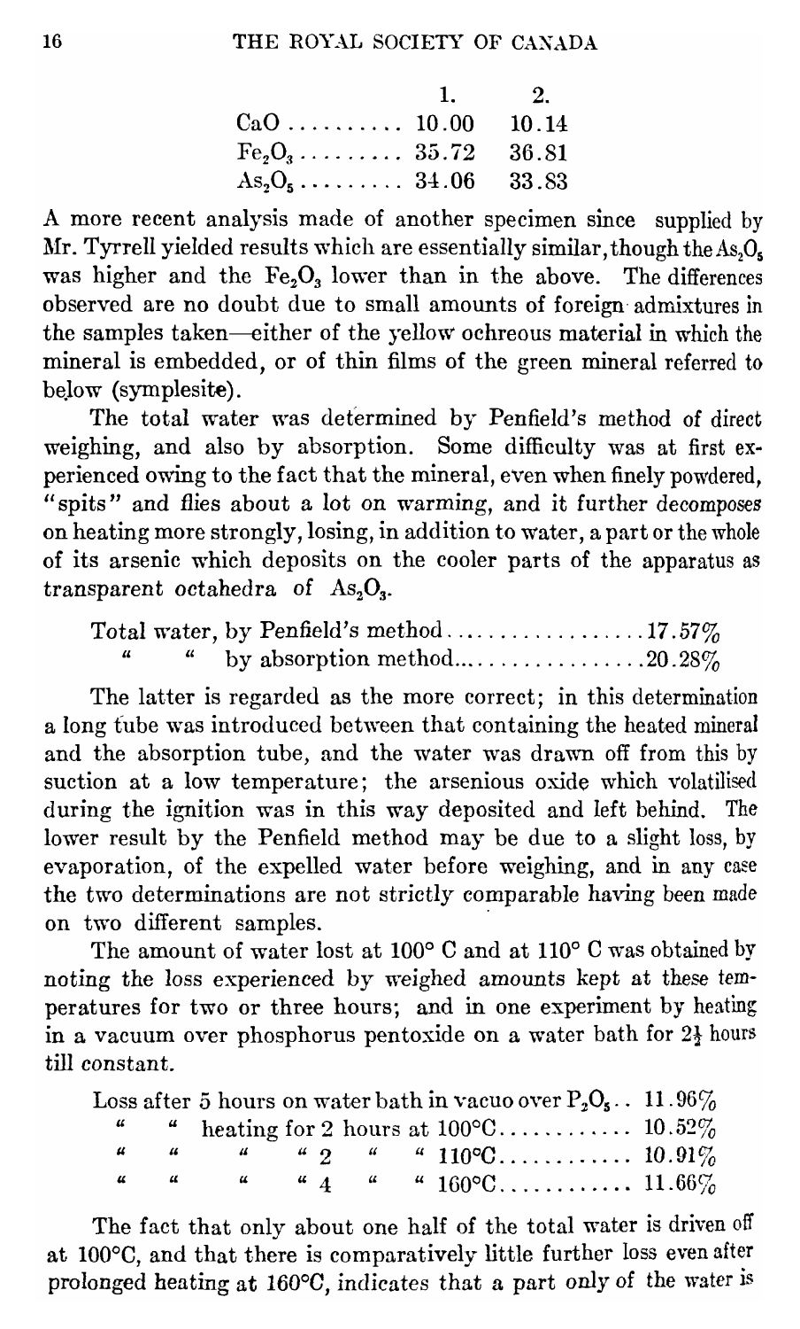| | 1. | 2. |
|---|---|---|
| $CaO$ | 10.00 | 10.14 |
| $Fe_2O_3$ | 35.72 | 36.81 |
| $As_2O_5$ | 34.06 | 33.83 |

A more recent analysis made of another specimen since supplied by Mr. Tyrrell yielded results which are essentially similar, though the $As_2O_5$ was higher and the $Fe_2O_3$ lower than in the above. The differences observed are no doubt due to small amounts of foreign admixtures in the samples taken—either of the yellow ochreous material in which the mineral is embedded, or of thin films of the green mineral referred to below (symplesite).

The total water was determined by Penfield's method of direct weighing, and also by absorption. Some difficulty was at first experienced owing to the fact that the mineral, even when finely powdered, "spits" and flies about a lot on warming, and it further decomposes on heating more strongly, losing, in addition to water, a part or the whole of its arsenic which deposits on the cooler parts of the apparatus as transparent octahedra of $As_2O_3$.

| | |
|---|---|
| Total water, by Penfield's method | 17.57% |
| " " by absorption method | 20.28% |

The latter is regarded as the more correct; in this determination a long tube was introduced between that containing the heated mineral and the absorption tube, and the water was drawn off from this by suction at a low temperature; the arsenious oxide which volatilised during the ignition was in this way deposited and left behind. The lower result by the Penfield method may be due to a slight loss, by evaporation, of the expelled water before weighing, and in any case the two determinations are not strictly comparable having been made on two different samples.

The amount of water lost at 100° C and at 110° C was obtained by noting the loss experienced by weighed amounts kept at these temperatures for two or three hours; and in one experiment by heating in a vacuum over phosphorus pentoxide on a water bath for 2½ hours till constant.

| | |
|---|---|
| Loss after 5 hours on water bath in vacuo over $P_2O_5$ | 11.96% |
| " " heating for 2 hours at 100°C | 10.52% |
| " " " " 2 " " 110°C | 10.91% |
| " " " " 4 " " 160°C | 11.66% |

The fact that only about one half of the total water is driven off at 100°C, and that there is comparatively little further loss even after prolonged heating at 160°C, indicates that a part only of the water is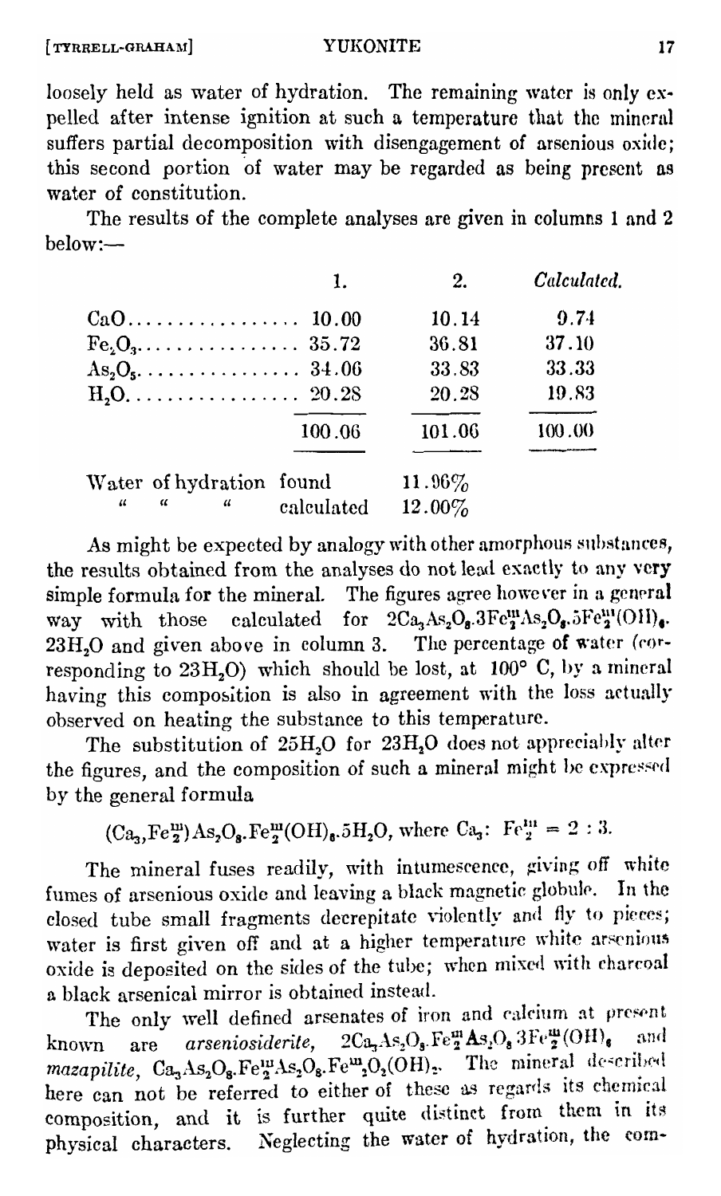loosely held as water of hydration. The remaining water is only expelled after intense ignition at such a temperature that the mineral suffers partial decomposition with disengagement of arsenious oxide; this second portion of water may be regarded as being present as water of constitution.

The results of the complete analyses are given in columns 1 and 2 below:—

| | 1. | 2. | *Calculated.* |
|---|---|---|---|
| $CaO$ | 10.00 | 10.14 | 9.74 |
| $Fe_2O_3$ | 35.72 | 36.81 | 37.10 |
| $As_2O_5$ | 34.06 | 33.83 | 33.33 |
| $H_2O$ | 20.28 | 20.28 | 19.83 |
| | 100.06 | 101.06 | 100.00 |

Water of hydration found 11.96%
" " " calculated 12.00%

As might be expected by analogy with other amorphous substances, the results obtained from the analyses do not lead exactly to any very simple formula for the mineral. The figures agree however in a general way with those calculated for $2Ca_3As_2O_8.3Fe^{III}_2As_2O_8.5Fe^{III}_2(OH)_6.23H_2O$ and given above in column 3. The percentage of water (corresponding to $23H_2O$) which should be lost, at 100° C, by a mineral having this composition is also in agreement with the loss actually observed on heating the substance to this temperature.

The substitution of $25H_2O$ for $23H_2O$ does not appreciably alter the figures, and the composition of such a mineral might be expressed by the general formula

$$(Ca_3,Fe^{III}_2)As_2O_8.Fe^{III}_2(OH)_6.5H_2O, \text{ where } Ca_3 : Fe^{III}_2 = 2 : 3.$$

The mineral fuses readily, with intumescence, giving off white fumes of arsenious oxide and leaving a black magnetic globule. In the closed tube small fragments decrepitate violently and fly to pieces; water is first given off and at a higher temperature white arsenious oxide is deposited on the sides of the tube; when mixed with charcoal a black arsenical mirror is obtained instead.

The only well defined arsenates of iron and calcium at present known are *arseniosiderite*, $2Ca_3As_2O_8.Fe^{III}_2As_2O_8.3Fe^{III}_2(OH)_6$ and *mazapilite*, $Ca_3As_2O_8.Fe^{III}_2As_2O_8.Fe^{III}_2O_2(OH)_2$. The mineral described here can not be referred to either of these as regards its chemical composition, and it is further quite distinct from them in its physical characters. Neglecting the water of hydration, the com-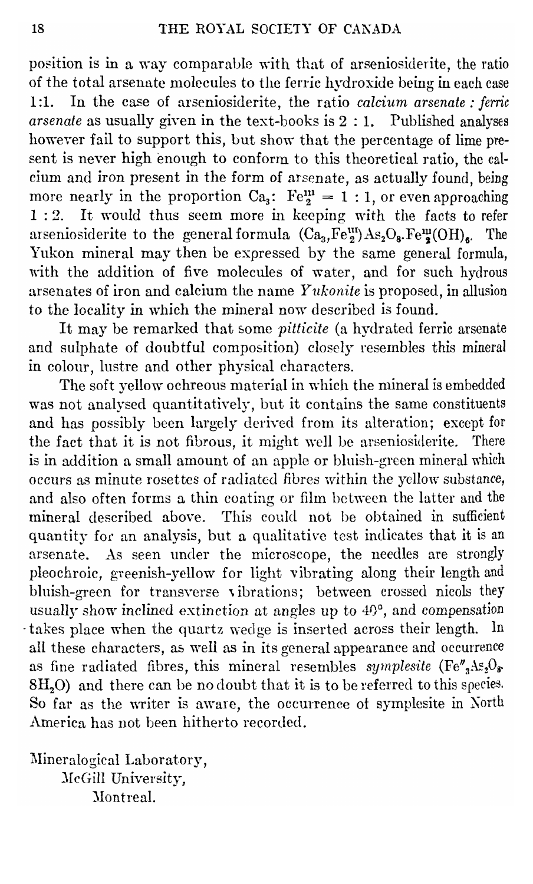position is in a way comparable with that of arseniosiderite, the ratio of the total arsenate molecules to the ferric hydroxide being in each case 1:1. In the case of arseniosiderite, the ratio *calcium arsenate : ferric arsenate* as usually given in the text-books is 2 : 1. Published analyses however fail to support this, but show that the percentage of lime present is never high enough to conform to this theoretical ratio, the calcium and iron present in the form of arsenate, as actually found, being more nearly in the proportion $Ca_3 : Fe^{\prime\prime\prime}_2 = 1 : 1$, or even approaching 1 : 2. It would thus seem more in keeping with the facts to refer arseniosiderite to the general formula $(Ca_3, Fe^{\prime\prime\prime}_2)As_2O_8 . Fe^{\prime\prime\prime}_2(OH)_6$. The Yukon mineral may then be expressed by the same general formula, with the addition of five molecules of water, and for such hydrous arsenates of iron and calcium the name *Yukonite* is proposed, in allusion to the locality in which the mineral now described is found.

It may be remarked that some *pitticite* (a hydrated ferric arsenate and sulphate of doubtful composition) closely resembles this mineral in colour, lustre and other physical characters.

The soft yellow ochreous material in which the mineral is embedded was not analysed quantitatively, but it contains the same constituents and has possibly been largely derived from its alteration; except for the fact that it is not fibrous, it might well be arseniosiderite. There is in addition a small amount of an apple or bluish-green mineral which occurs as minute rosettes of radiated fibres within the yellow substance, and also often forms a thin coating or film between the latter and the mineral described above. This could not be obtained in sufficient quantity for an analysis, but a qualitative test indicates that it is an arsenate. As seen under the microscope, the needles are strongly pleochroic, greenish-yellow for light vibrating along their length and bluish-green for transverse vibrations; between crossed nicols they usually show inclined extinction at angles up to 40°, and compensation takes place when the quartz wedge is inserted across their length. In all these characters, as well as in its general appearance and occurrence as fine radiated fibres, this mineral resembles *symplesite* $(Fe^{\prime\prime}_3As_2O_8 . 8H_2O)$ and there can be no doubt that it is to be referred to this species. So far as the writer is aware, the occurrence of symplesite in North America has not been hitherto recorded.

Mineralogical Laboratory,
McGill University,
Montreal.